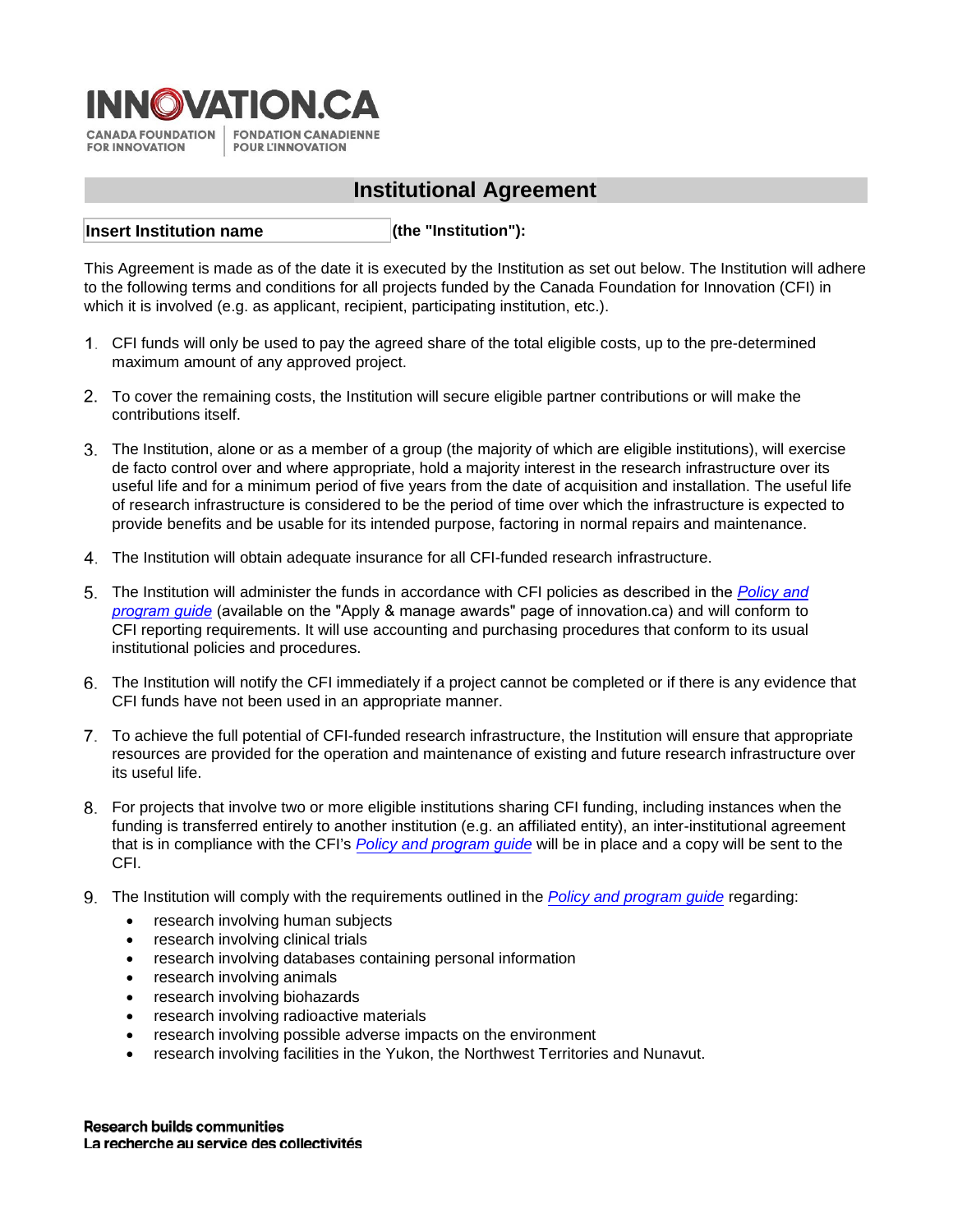INNOVATION.CA

CANADA FOUNDATION FOR INNOVATION | FONDATION CANADIENNE POUR L'INNOVATION

# Institutional Agreement

**Insert Institution name** **(the "Institution"):**

This Agreement is made as of the date it is executed by the Institution as set out below. The Institution will adhere to the following terms and conditions for all projects funded by the Canada Foundation for Innovation (CFI) in which it is involved (e.g. as applicant, recipient, participating institution, etc.).

1. CFI funds will only be used to pay the agreed share of the total eligible costs, up to the pre-determined maximum amount of any approved project.

2. To cover the remaining costs, the Institution will secure eligible partner contributions or will make the contributions itself.

3. The Institution, alone or as a member of a group (the majority of which are eligible institutions), will exercise de facto control over and where appropriate, hold a majority interest in the research infrastructure over its useful life and for a minimum period of five years from the date of acquisition and installation. The useful life of research infrastructure is considered to be the period of time over which the infrastructure is expected to provide benefits and be usable for its intended purpose, factoring in normal repairs and maintenance.

4. The Institution will obtain adequate insurance for all CFI-funded research infrastructure.

5. The Institution will administer the funds in accordance with CFI policies as described in the *Policy and program guide* (available on the "Apply & manage awards" page of innovation.ca) and will conform to CFI reporting requirements. It will use accounting and purchasing procedures that conform to its usual institutional policies and procedures.

6. The Institution will notify the CFI immediately if a project cannot be completed or if there is any evidence that CFI funds have not been used in an appropriate manner.

7. To achieve the full potential of CFI-funded research infrastructure, the Institution will ensure that appropriate resources are provided for the operation and maintenance of existing and future research infrastructure over its useful life.

8. For projects that involve two or more eligible institutions sharing CFI funding, including instances when the funding is transferred entirely to another institution (e.g. an affiliated entity), an inter-institutional agreement that is in compliance with the CFI's *Policy and program guide* will be in place and a copy will be sent to the CFI.

9. The Institution will comply with the requirements outlined in the *Policy and program guide* regarding:
   - research involving human subjects
   - research involving clinical trials
   - research involving databases containing personal information
   - research involving animals
   - research involving biohazards
   - research involving radioactive materials
   - research involving possible adverse impacts on the environment
   - research involving facilities in the Yukon, the Northwest Territories and Nunavut.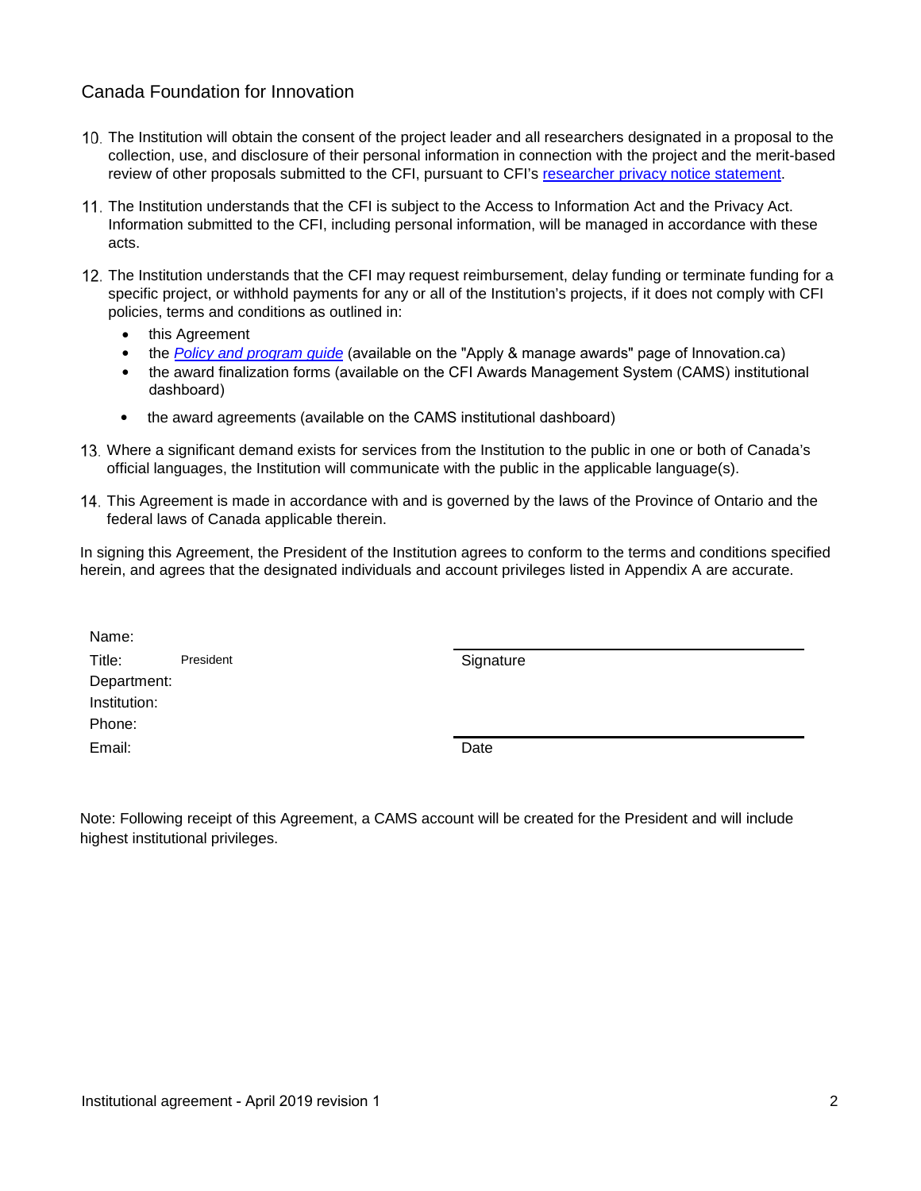10. The Institution will obtain the consent of the project leader and all researchers designated in a proposal to the collection, use, and disclosure of their personal information in connection with the project and the merit-based review of other proposals submitted to the CFI, pursuant to CFI's researcher privacy notice statement.

11. The Institution understands that the CFI is subject to the Access to Information Act and the Privacy Act. Information submitted to the CFI, including personal information, will be managed in accordance with these acts.

12. The Institution understands that the CFI may request reimbursement, delay funding or terminate funding for a specific project, or withhold payments for any or all of the Institution's projects, if it does not comply with CFI policies, terms and conditions as outlined in:
    - this Agreement
    - the *Policy and program guide* (available on the "Apply & manage awards" page of Innovation.ca)
    - the award finalization forms (available on the CFI Awards Management System (CAMS) institutional dashboard)
    - the award agreements (available on the CAMS institutional dashboard)

13. Where a significant demand exists for services from the Institution to the public in one or both of Canada's official languages, the Institution will communicate with the public in the applicable language(s).

14. This Agreement is made in accordance with and is governed by the laws of the Province of Ontario and the federal laws of Canada applicable therein.

In signing this Agreement, the President of the Institution agrees to conform to the terms and conditions specified herein, and agrees that the designated individuals and account privileges listed in Appendix A are accurate.

Name:
Title: President
Department:
Institution:
Phone:
Email:

Signature

Date

Note: Following receipt of this Agreement, a CAMS account will be created for the President and will include highest institutional privileges.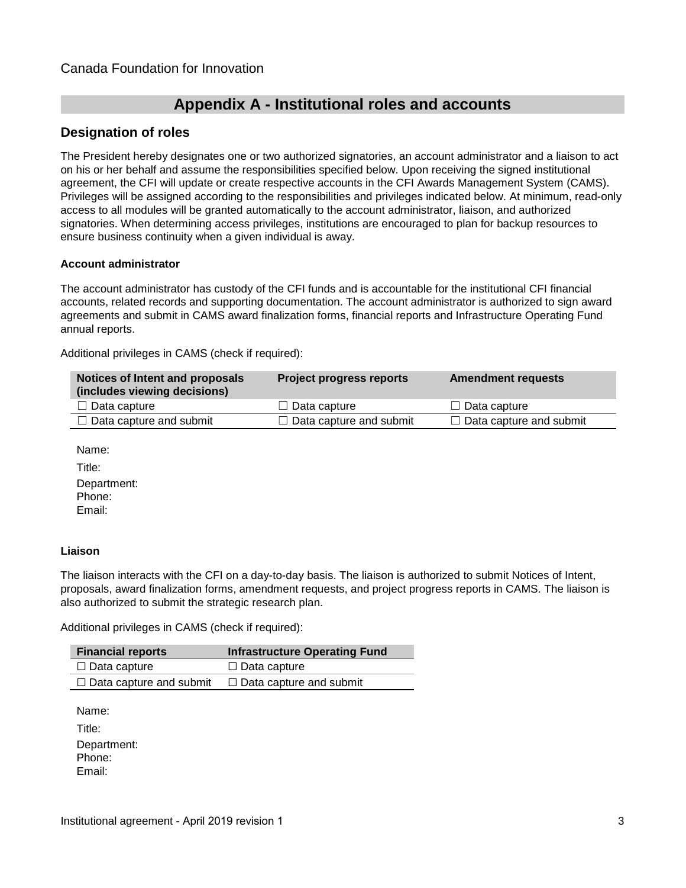# Appendix A - Institutional roles and accounts

## Designation of roles

The President hereby designates one or two authorized signatories, an account administrator and a liaison to act on his or her behalf and assume the responsibilities specified below. Upon receiving the signed institutional agreement, the CFI will update or create respective accounts in the CFI Awards Management System (CAMS). Privileges will be assigned according to the responsibilities and privileges indicated below. At minimum, read-only access to all modules will be granted automatically to the account administrator, liaison, and authorized signatories. When determining access privileges, institutions are encouraged to plan for backup resources to ensure business continuity when a given individual is away.

#### Account administrator

The account administrator has custody of the CFI funds and is accountable for the institutional CFI financial accounts, related records and supporting documentation. The account administrator is authorized to sign award agreements and submit in CAMS award finalization forms, financial reports and Infrastructure Operating Fund annual reports.

Additional privileges in CAMS (check if required):

| Notices of Intent and proposals (includes viewing decisions) | Project progress reports | Amendment requests |
| --- | --- | --- |
| ☐ Data capture | ☐ Data capture | ☐ Data capture |
| ☐ Data capture and submit | ☐ Data capture and submit | ☐ Data capture and submit |

Name:

Title:

Department:

Phone:

Email:

#### Liaison

The liaison interacts with the CFI on a day-to-day basis. The liaison is authorized to submit Notices of Intent, proposals, award finalization forms, amendment requests, and project progress reports in CAMS. The liaison is also authorized to submit the strategic research plan.

Additional privileges in CAMS (check if required):

| Financial reports | Infrastructure Operating Fund |
| --- | --- |
| ☐ Data capture | ☐ Data capture |
| ☐ Data capture and submit | ☐ Data capture and submit |

Name:

Title:

Department:

Phone:

Email: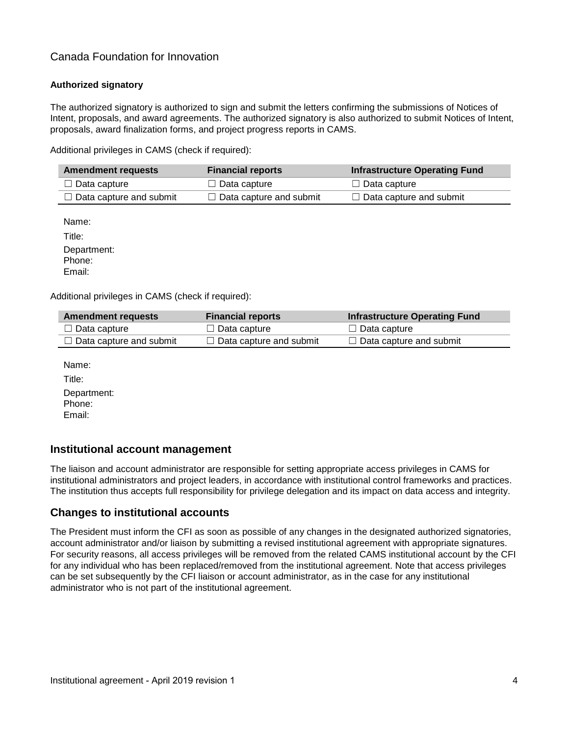### Authorized signatory

The authorized signatory is authorized to sign and submit the letters confirming the submissions of Notices of Intent, proposals, and award agreements. The authorized signatory is also authorized to submit Notices of Intent, proposals, award finalization forms, and project progress reports in CAMS.

Additional privileges in CAMS (check if required):

| Amendment requests | Financial reports | Infrastructure Operating Fund |
|---|---|---|
| ☐ Data capture | ☐ Data capture | ☐ Data capture |
| ☐ Data capture and submit | ☐ Data capture and submit | ☐ Data capture and submit |

Name:
Title:
Department:
Phone:
Email:

Additional privileges in CAMS (check if required):

| Amendment requests | Financial reports | Infrastructure Operating Fund |
|---|---|---|
| ☐ Data capture | ☐ Data capture | ☐ Data capture |
| ☐ Data capture and submit | ☐ Data capture and submit | ☐ Data capture and submit |

Name:
Title:
Department:
Phone:
Email:

## Institutional account management

The liaison and account administrator are responsible for setting appropriate access privileges in CAMS for institutional administrators and project leaders, in accordance with institutional control frameworks and practices. The institution thus accepts full responsibility for privilege delegation and its impact on data access and integrity.

## Changes to institutional accounts

The President must inform the CFI as soon as possible of any changes in the designated authorized signatories, account administrator and/or liaison by submitting a revised institutional agreement with appropriate signatures. For security reasons, all access privileges will be removed from the related CAMS institutional account by the CFI for any individual who has been replaced/removed from the institutional agreement. Note that access privileges can be set subsequently by the CFI liaison or account administrator, as in the case for any institutional administrator who is not part of the institutional agreement.